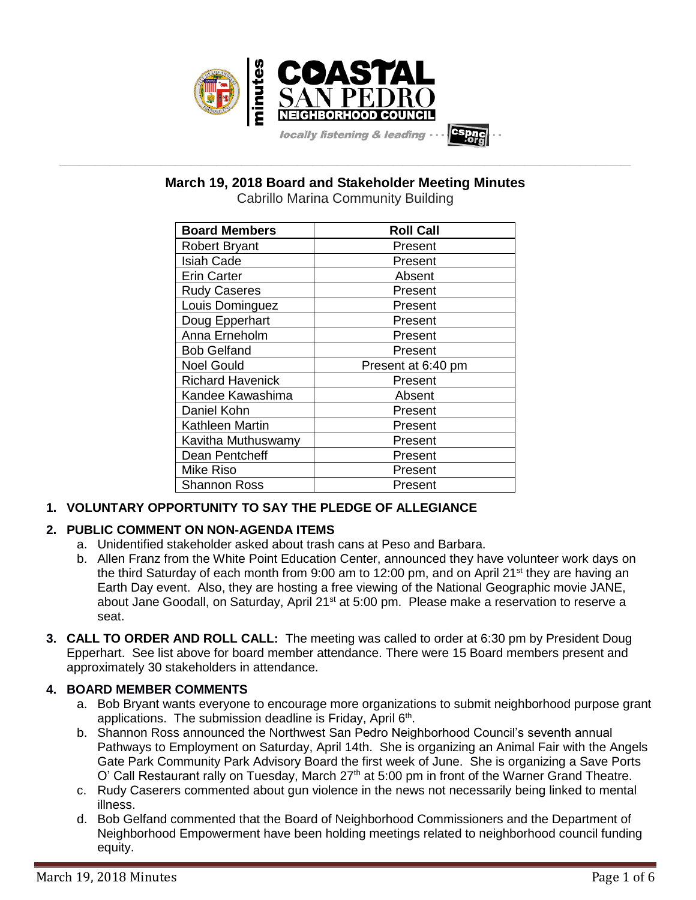# March 19, 2018 Board and Stakeholder Meeting Minutes

Cabrillo Marina Community Building

| Board Members | Roll Call |
|---|---|
| Robert Bryant | Present |
| Isiah Cade | Present |
| Erin Carter | Absent |
| Rudy Caseres | Present |
| Louis Dominguez | Present |
| Doug Epperhart | Present |
| Anna Erneholm | Present |
| Bob Gelfand | Present |
| Noel Gould | Present at 6:40 pm |
| Richard Havenick | Present |
| Kandee Kawashima | Absent |
| Daniel Kohn | Present |
| Kathleen Martin | Present |
| Kavitha Muthuswamy | Present |
| Dean Pentcheff | Present |
| Mike Riso | Present |
| Shannon Ross | Present |

1. **VOLUNTARY OPPORTUNITY TO SAY THE PLEDGE OF ALLEGIANCE**

2. **PUBLIC COMMENT ON NON-AGENDA ITEMS**
   a. Unidentified stakeholder asked about trash cans at Peso and Barbara.
   b. Allen Franz from the White Point Education Center, announced they have volunteer work days on the third Saturday of each month from 9:00 am to 12:00 pm, and on April 21st they are having an Earth Day event. Also, they are hosting a free viewing of the National Geographic movie JANE, about Jane Goodall, on Saturday, April 21st at 5:00 pm. Please make a reservation to reserve a seat.

3. **CALL TO ORDER AND ROLL CALL:** The meeting was called to order at 6:30 pm by President Doug Epperhart. See list above for board member attendance. There were 15 Board members present and approximately 30 stakeholders in attendance.

4. **BOARD MEMBER COMMENTS**
   a. Bob Bryant wants everyone to encourage more organizations to submit neighborhood purpose grant applications. The submission deadline is Friday, April 6th.
   b. Shannon Ross announced the Northwest San Pedro Neighborhood Council's seventh annual Pathways to Employment on Saturday, April 14th. She is organizing an Animal Fair with the Angels Gate Park Community Park Advisory Board the first week of June. She is organizing a Save Ports O' Call Restaurant rally on Tuesday, March 27th at 5:00 pm in front of the Warner Grand Theatre.
   c. Rudy Caserers commented about gun violence in the news not necessarily being linked to mental illness.
   d. Bob Gelfand commented that the Board of Neighborhood Commissioners and the Department of Neighborhood Empowerment have been holding meetings related to neighborhood council funding equity.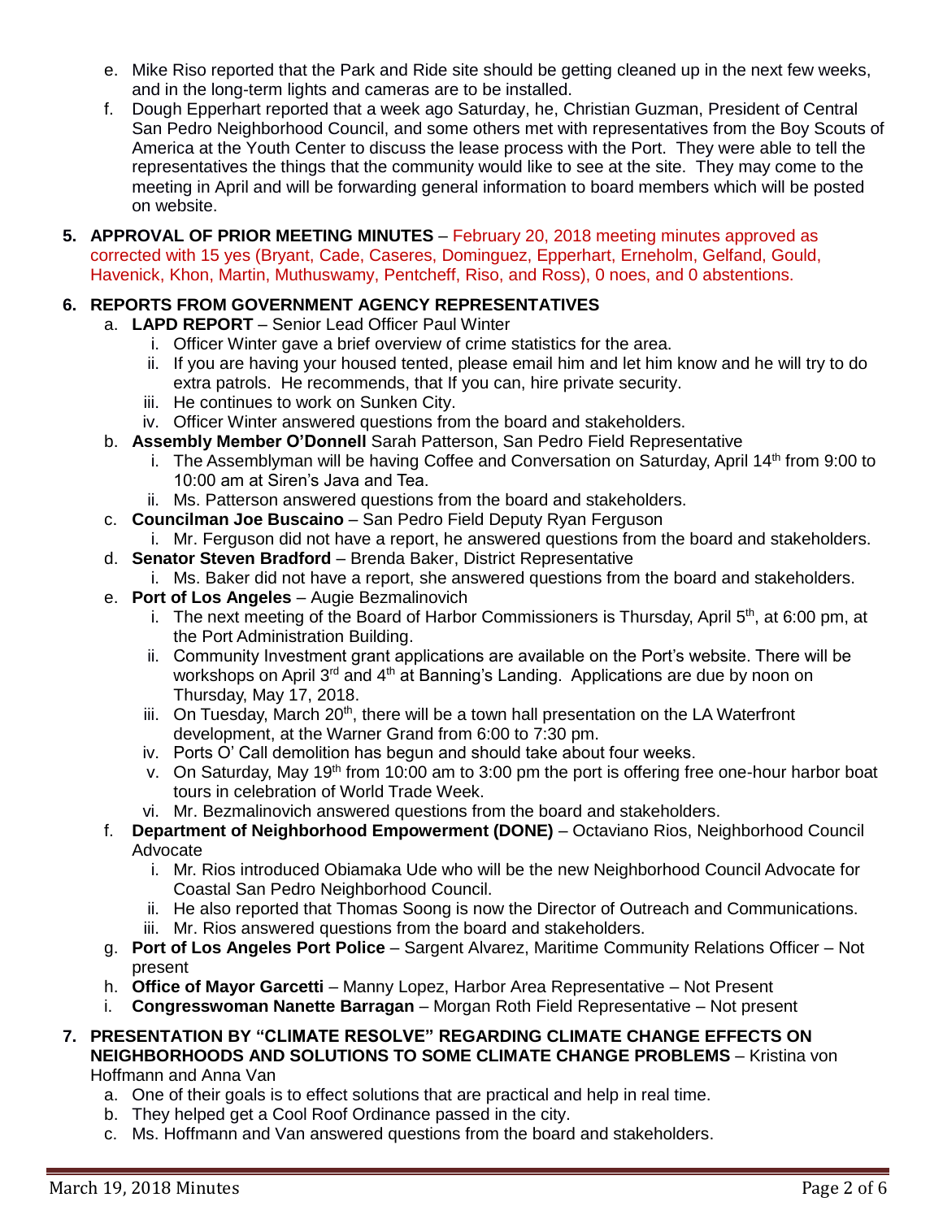e. Mike Riso reported that the Park and Ride site should be getting cleaned up in the next few weeks, and in the long-term lights and cameras are to be installed.

f. Dough Epperhart reported that a week ago Saturday, he, Christian Guzman, President of Central San Pedro Neighborhood Council, and some others met with representatives from the Boy Scouts of America at the Youth Center to discuss the lease process with the Port. They were able to tell the representatives the things that the community would like to see at the site. They may come to the meeting in April and will be forwarding general information to board members which will be posted on website.

**5. APPROVAL OF PRIOR MEETING MINUTES** – February 20, 2018 meeting minutes approved as corrected with 15 yes (Bryant, Cade, Caseres, Dominguez, Epperhart, Erneholm, Gelfand, Gould, Havenick, Khon, Martin, Muthuswamy, Pentcheff, Riso, and Ross), 0 noes, and 0 abstentions.

**6. REPORTS FROM GOVERNMENT AGENCY REPRESENTATIVES**

a. **LAPD REPORT** – Senior Lead Officer Paul Winter
   i. Officer Winter gave a brief overview of crime statistics for the area.
   ii. If you are having your housed tented, please email him and let him know and he will try to do extra patrols. He recommends, that If you can, hire private security.
   iii. He continues to work on Sunken City.
   iv. Officer Winter answered questions from the board and stakeholders.

b. **Assembly Member O'Donnell** Sarah Patterson, San Pedro Field Representative
   i. The Assemblyman will be having Coffee and Conversation on Saturday, April 14th from 9:00 to 10:00 am at Siren's Java and Tea.
   ii. Ms. Patterson answered questions from the board and stakeholders.

c. **Councilman Joe Buscaino** – San Pedro Field Deputy Ryan Ferguson
   i. Mr. Ferguson did not have a report, he answered questions from the board and stakeholders.

d. **Senator Steven Bradford** – Brenda Baker, District Representative
   i. Ms. Baker did not have a report, she answered questions from the board and stakeholders.

e. **Port of Los Angeles** – Augie Bezmalinovich
   i. The next meeting of the Board of Harbor Commissioners is Thursday, April 5th, at 6:00 pm, at the Port Administration Building.
   ii. Community Investment grant applications are available on the Port's website. There will be workshops on April 3rd and 4th at Banning's Landing. Applications are due by noon on Thursday, May 17, 2018.
   iii. On Tuesday, March 20th, there will be a town hall presentation on the LA Waterfront development, at the Warner Grand from 6:00 to 7:30 pm.
   iv. Ports O' Call demolition has begun and should take about four weeks.
   v. On Saturday, May 19th from 10:00 am to 3:00 pm the port is offering free one-hour harbor boat tours in celebration of World Trade Week.
   vi. Mr. Bezmalinovich answered questions from the board and stakeholders.

f. **Department of Neighborhood Empowerment (DONE)** – Octaviano Rios, Neighborhood Council Advocate
   i. Mr. Rios introduced Obiamaka Ude who will be the new Neighborhood Council Advocate for Coastal San Pedro Neighborhood Council.
   ii. He also reported that Thomas Soong is now the Director of Outreach and Communications.
   iii. Mr. Rios answered questions from the board and stakeholders.

g. **Port of Los Angeles Port Police** – Sargent Alvarez, Maritime Community Relations Officer – Not present

h. **Office of Mayor Garcetti** – Manny Lopez, Harbor Area Representative – Not Present

i. **Congresswoman Nanette Barragan** – Morgan Roth Field Representative – Not present

**7. PRESENTATION BY "CLIMATE RESOLVE" REGARDING CLIMATE CHANGE EFFECTS ON NEIGHBORHOODS AND SOLUTIONS TO SOME CLIMATE CHANGE PROBLEMS** – Kristina von Hoffmann and Anna Van

a. One of their goals is to effect solutions that are practical and help in real time.
b. They helped get a Cool Roof Ordinance passed in the city.
c. Ms. Hoffmann and Van answered questions from the board and stakeholders.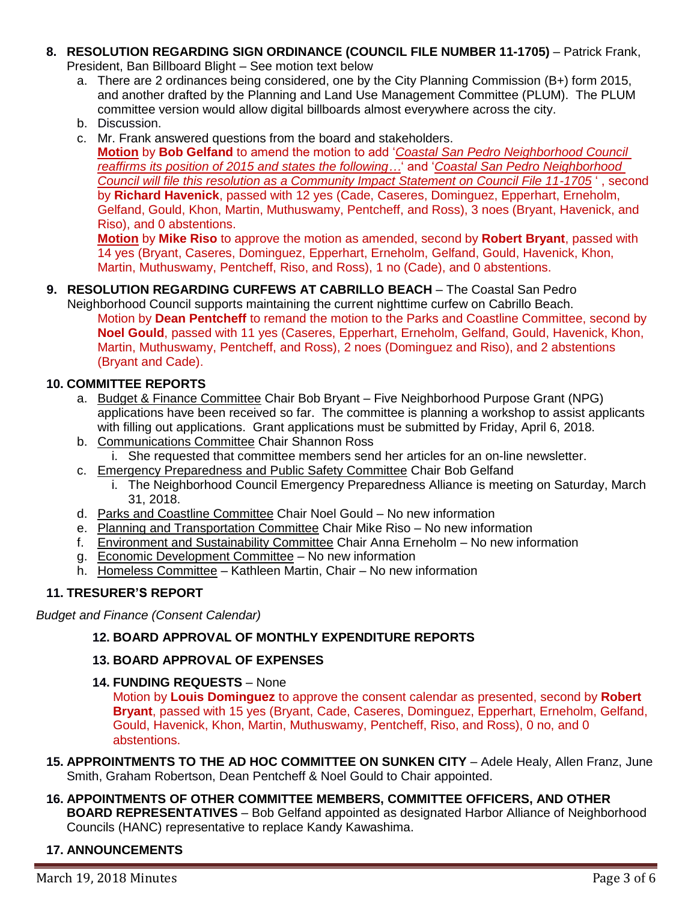8. **RESOLUTION REGARDING SIGN ORDINANCE (COUNCIL FILE NUMBER 11-1705)** – Patrick Frank, President, Ban Billboard Blight – See motion text below
   a. There are 2 ordinances being considered, one by the City Planning Commission (B+) form 2015, and another drafted by the Planning and Land Use Management Committee (PLUM). The PLUM committee version would allow digital billboards almost everywhere across the city.
   b. Discussion.
   c. Mr. Frank answered questions from the board and stakeholders.

   **Motion** by **Bob Gelfand** to amend the motion to add '*Coastal San Pedro Neighborhood Council reaffirms its position of 2015 and states the following…*' and '*Coastal San Pedro Neighborhood Council will file this resolution as a Community Impact Statement on Council File 11-1705* ', second by **Richard Havenick**, passed with 12 yes (Cade, Caseres, Dominguez, Epperhart, Erneholm, Gelfand, Gould, Khon, Martin, Muthuswamy, Pentcheff, and Ross), 3 noes (Bryant, Havenick, and Riso), and 0 abstentions.

   **Motion** by **Mike Riso** to approve the motion as amended, second by **Robert Bryant**, passed with 14 yes (Bryant, Caseres, Dominguez, Epperhart, Erneholm, Gelfand, Gould, Havenick, Khon, Martin, Muthuswamy, Pentcheff, Riso, and Ross), 1 no (Cade), and 0 abstentions.

9. **RESOLUTION REGARDING CURFEWS AT CABRILLO BEACH** – The Coastal San Pedro Neighborhood Council supports maintaining the current nighttime curfew on Cabrillo Beach.

   Motion by **Dean Pentcheff** to remand the motion to the Parks and Coastline Committee, second by **Noel Gould**, passed with 11 yes (Caseres, Epperhart, Erneholm, Gelfand, Gould, Havenick, Khon, Martin, Muthuswamy, Pentcheff, and Ross), 2 noes (Dominguez and Riso), and 2 abstentions (Bryant and Cade).

10. **COMMITTEE REPORTS**
    a. Budget & Finance Committee Chair Bob Bryant – Five Neighborhood Purpose Grant (NPG) applications have been received so far. The committee is planning a workshop to assist applicants with filling out applications. Grant applications must be submitted by Friday, April 6, 2018.
    b. Communications Committee Chair Shannon Ross
       i. She requested that committee members send her articles for an on-line newsletter.
    c. Emergency Preparedness and Public Safety Committee Chair Bob Gelfand
       i. The Neighborhood Council Emergency Preparedness Alliance is meeting on Saturday, March 31, 2018.
    d. Parks and Coastline Committee Chair Noel Gould – No new information
    e. Planning and Transportation Committee Chair Mike Riso – No new information
    f. Environment and Sustainability Committee Chair Anna Erneholm – No new information
    g. Economic Development Committee – No new information
    h. Homeless Committee – Kathleen Martin, Chair – No new information

11. **TRESURER'S REPORT**

*Budget and Finance (Consent Calendar)*

12. **BOARD APPROVAL OF MONTHLY EXPENDITURE REPORTS**

13. **BOARD APPROVAL OF EXPENSES**

14. **FUNDING REQUESTS** – None

    Motion by **Louis Dominguez** to approve the consent calendar as presented, second by **Robert Bryant**, passed with 15 yes (Bryant, Cade, Caseres, Dominguez, Epperhart, Erneholm, Gelfand, Gould, Havenick, Khon, Martin, Muthuswamy, Pentcheff, Riso, and Ross), 0 no, and 0 abstentions.

15. **APPROINTMENTS TO THE AD HOC COMMITTEE ON SUNKEN CITY** – Adele Healy, Allen Franz, June Smith, Graham Robertson, Dean Pentcheff & Noel Gould to Chair appointed.

16. **APPOINTMENTS OF OTHER COMMITTEE MEMBERS, COMMITTEE OFFICERS, AND OTHER BOARD REPRESENTATIVES** – Bob Gelfand appointed as designated Harbor Alliance of Neighborhood Councils (HANC) representative to replace Kandy Kawashima.

17. **ANNOUNCEMENTS**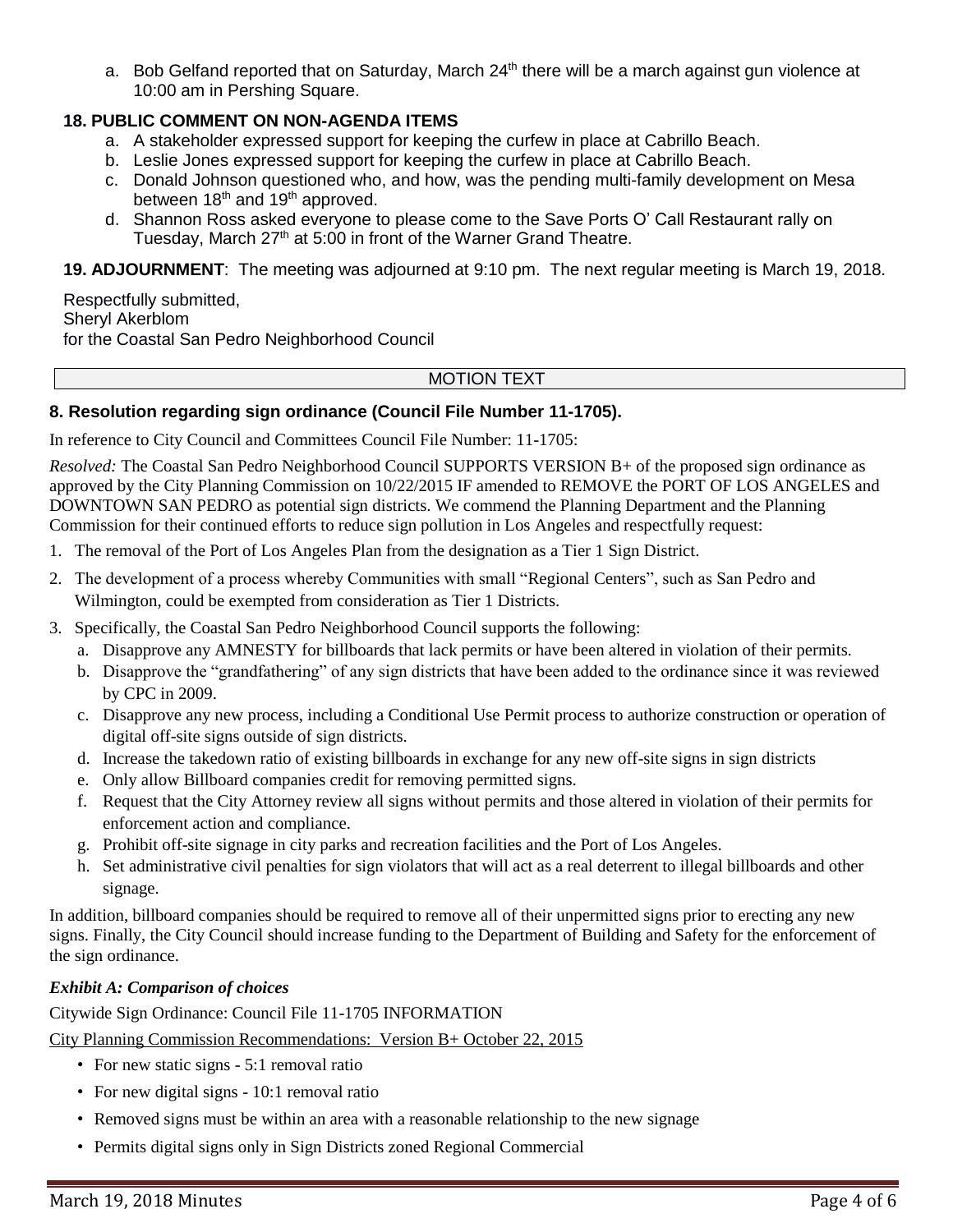a. Bob Gelfand reported that on Saturday, March 24th there will be a march against gun violence at 10:00 am in Pershing Square.

**18. PUBLIC COMMENT ON NON-AGENDA ITEMS**

a. A stakeholder expressed support for keeping the curfew in place at Cabrillo Beach.
b. Leslie Jones expressed support for keeping the curfew in place at Cabrillo Beach.
c. Donald Johnson questioned who, and how, was the pending multi-family development on Mesa between 18th and 19th approved.
d. Shannon Ross asked everyone to please come to the Save Ports O' Call Restaurant rally on Tuesday, March 27th at 5:00 in front of the Warner Grand Theatre.

**19. ADJOURNMENT**: The meeting was adjourned at 9:10 pm. The next regular meeting is March 19, 2018.

Respectfully submitted,
Sheryl Akerblom
for the Coastal San Pedro Neighborhood Council

## MOTION TEXT

**8. Resolution regarding sign ordinance (Council File Number 11-1705).**

In reference to City Council and Committees Council File Number: 11-1705:

*Resolved:* The Coastal San Pedro Neighborhood Council SUPPORTS VERSION B+ of the proposed sign ordinance as approved by the City Planning Commission on 10/22/2015 IF amended to REMOVE the PORT OF LOS ANGELES and DOWNTOWN SAN PEDRO as potential sign districts. We commend the Planning Department and the Planning Commission for their continued efforts to reduce sign pollution in Los Angeles and respectfully request:

1. The removal of the Port of Los Angeles Plan from the designation as a Tier 1 Sign District.
2. The development of a process whereby Communities with small "Regional Centers", such as San Pedro and Wilmington, could be exempted from consideration as Tier 1 Districts.
3. Specifically, the Coastal San Pedro Neighborhood Council supports the following:
   a. Disapprove any AMNESTY for billboards that lack permits or have been altered in violation of their permits.
   b. Disapprove the "grandfathering" of any sign districts that have been added to the ordinance since it was reviewed by CPC in 2009.
   c. Disapprove any new process, including a Conditional Use Permit process to authorize construction or operation of digital off-site signs outside of sign districts.
   d. Increase the takedown ratio of existing billboards in exchange for any new off-site signs in sign districts
   e. Only allow Billboard companies credit for removing permitted signs.
   f. Request that the City Attorney review all signs without permits and those altered in violation of their permits for enforcement action and compliance.
   g. Prohibit off-site signage in city parks and recreation facilities and the Port of Los Angeles.
   h. Set administrative civil penalties for sign violators that will act as a real deterrent to illegal billboards and other signage.

In addition, billboard companies should be required to remove all of their unpermitted signs prior to erecting any new signs. Finally, the City Council should increase funding to the Department of Building and Safety for the enforcement of the sign ordinance.

***Exhibit A: Comparison of choices***

Citywide Sign Ordinance: Council File 11-1705 INFORMATION

City Planning Commission Recommendations: Version B+ October 22, 2015

- For new static signs - 5:1 removal ratio
- For new digital signs - 10:1 removal ratio
- Removed signs must be within an area with a reasonable relationship to the new signage
- Permits digital signs only in Sign Districts zoned Regional Commercial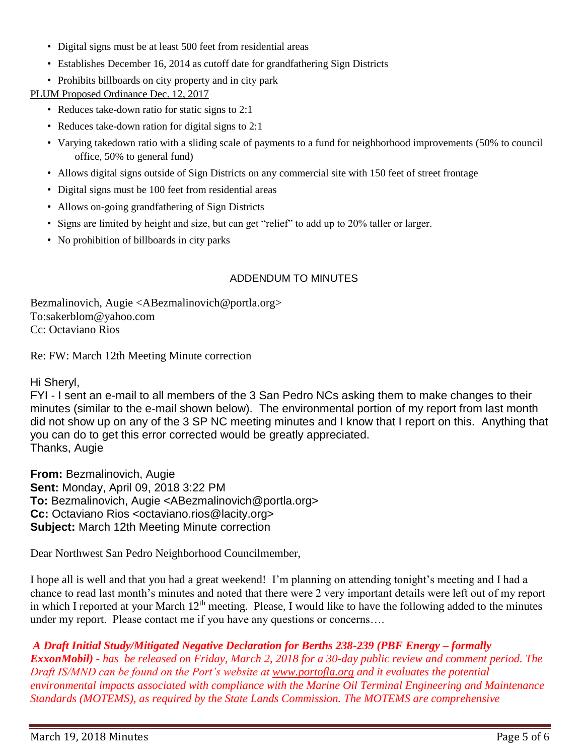- Digital signs must be at least 500 feet from residential areas
- Establishes December 16, 2014 as cutoff date for grandfathering Sign Districts
- Prohibits billboards on city property and in city park

PLUM Proposed Ordinance Dec. 12, 2017

- Reduces take-down ratio for static signs to 2:1
- Reduces take-down ration for digital signs to 2:1
- Varying takedown ratio with a sliding scale of payments to a fund for neighborhood improvements (50% to council office, 50% to general fund)
- Allows digital signs outside of Sign Districts on any commercial site with 150 feet of street frontage
- Digital signs must be 100 feet from residential areas
- Allows on-going grandfathering of Sign Districts
- Signs are limited by height and size, but can get "relief" to add up to 20% taller or larger.
- No prohibition of billboards in city parks

## ADDENDUM TO MINUTES

Bezmalinovich, Augie <ABezmalinovich@portla.org>
To:sakerblom@yahoo.com
Cc: Octaviano Rios

Re: FW: March 12th Meeting Minute correction

Hi Sheryl,
FYI - I sent an e-mail to all members of the 3 San Pedro NCs asking them to make changes to their minutes (similar to the e-mail shown below). The environmental portion of my report from last month did not show up on any of the 3 SP NC meeting minutes and I know that I report on this. Anything that you can do to get this error corrected would be greatly appreciated.
Thanks, Augie

**From:** Bezmalinovich, Augie
**Sent:** Monday, April 09, 2018 3:22 PM
**To:** Bezmalinovich, Augie <ABezmalinovich@portla.org>
**Cc:** Octaviano Rios <octaviano.rios@lacity.org>
**Subject:** March 12th Meeting Minute correction

Dear Northwest San Pedro Neighborhood Councilmember,

I hope all is well and that you had a great weekend! I'm planning on attending tonight's meeting and I had a chance to read last month's minutes and noted that there were 2 very important details were left out of my report in which I reported at your March 12th meeting. Please, I would like to have the following added to the minutes under my report. Please contact me if you have any questions or concerns….

***A Draft Initial Study/Mitigated Negative Declaration for Berths 238-239 (PBF Energy – formally ExxonMobil) -*** *has be released on Friday, March 2, 2018 for a 30-day public review and comment period. The Draft IS/MND can be found on the Port's website at www.portofla.org and it evaluates the potential environmental impacts associated with compliance with the Marine Oil Terminal Engineering and Maintenance Standards (MOTEMS), as required by the State Lands Commission. The MOTEMS are comprehensive*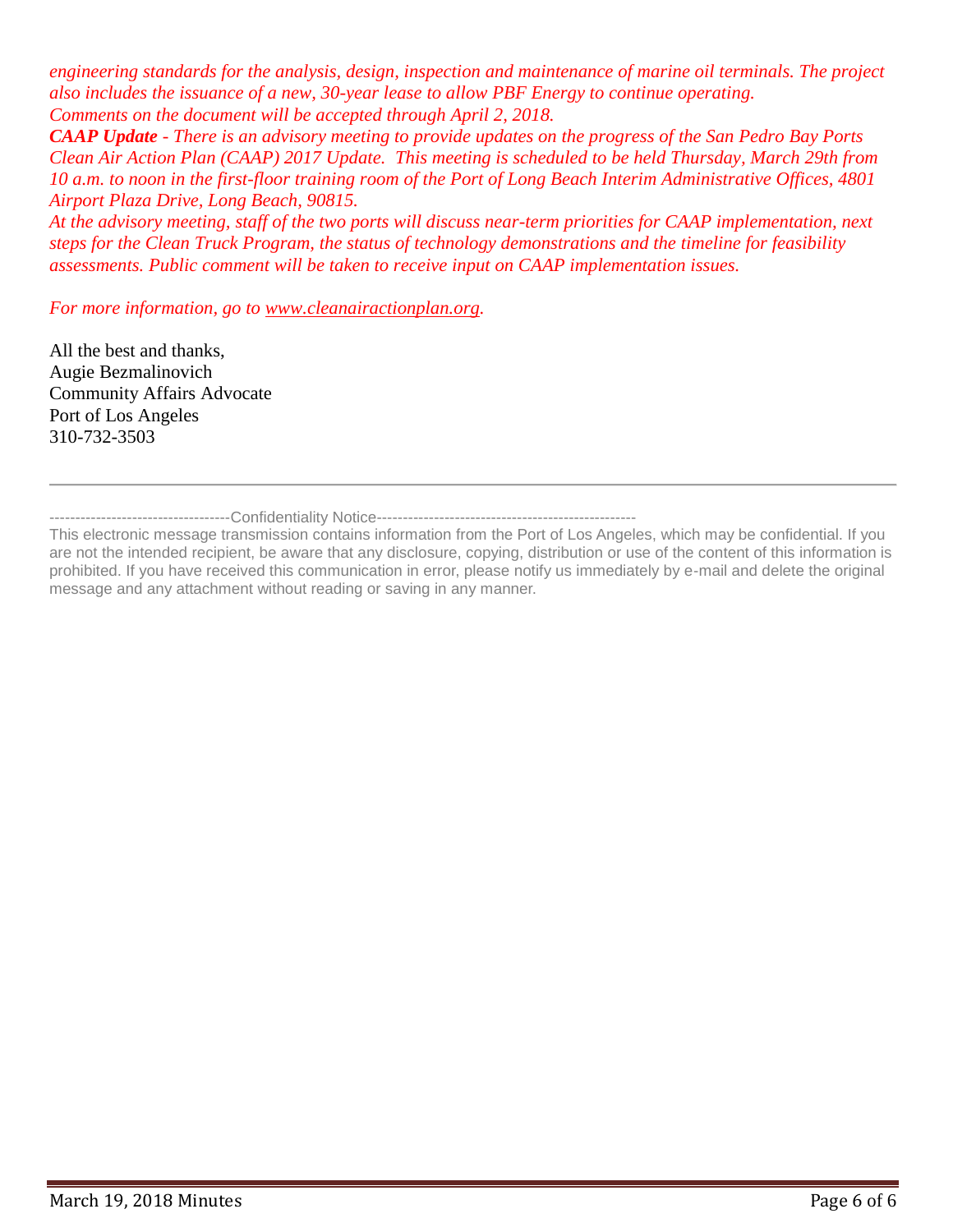*engineering standards for the analysis, design, inspection and maintenance of marine oil terminals. The project also includes the issuance of a new, 30-year lease to allow PBF Energy to continue operating.*
*Comments on the document will be accepted through April 2, 2018.*
***CAAP Update** - There is an advisory meeting to provide updates on the progress of the San Pedro Bay Ports Clean Air Action Plan (CAAP) 2017 Update. This meeting is scheduled to be held Thursday, March 29th from 10 a.m. to noon in the first-floor training room of the Port of Long Beach Interim Administrative Offices, 4801 Airport Plaza Drive, Long Beach, 90815.*
*At the advisory meeting, staff of the two ports will discuss near-term priorities for CAAP implementation, next steps for the Clean Truck Program, the status of technology demonstrations and the timeline for feasibility assessments. Public comment will be taken to receive input on CAAP implementation issues.*

*For more information, go to www.cleanairactionplan.org.*

All the best and thanks,
Augie Bezmalinovich
Community Affairs Advocate
Port of Los Angeles
310-732-3503

---

-----------------------------------Confidentiality Notice---------------------------------------------------
This electronic message transmission contains information from the Port of Los Angeles, which may be confidential. If you are not the intended recipient, be aware that any disclosure, copying, distribution or use of the content of this information is prohibited. If you have received this communication in error, please notify us immediately by e-mail and delete the original message and any attachment without reading or saving in any manner.